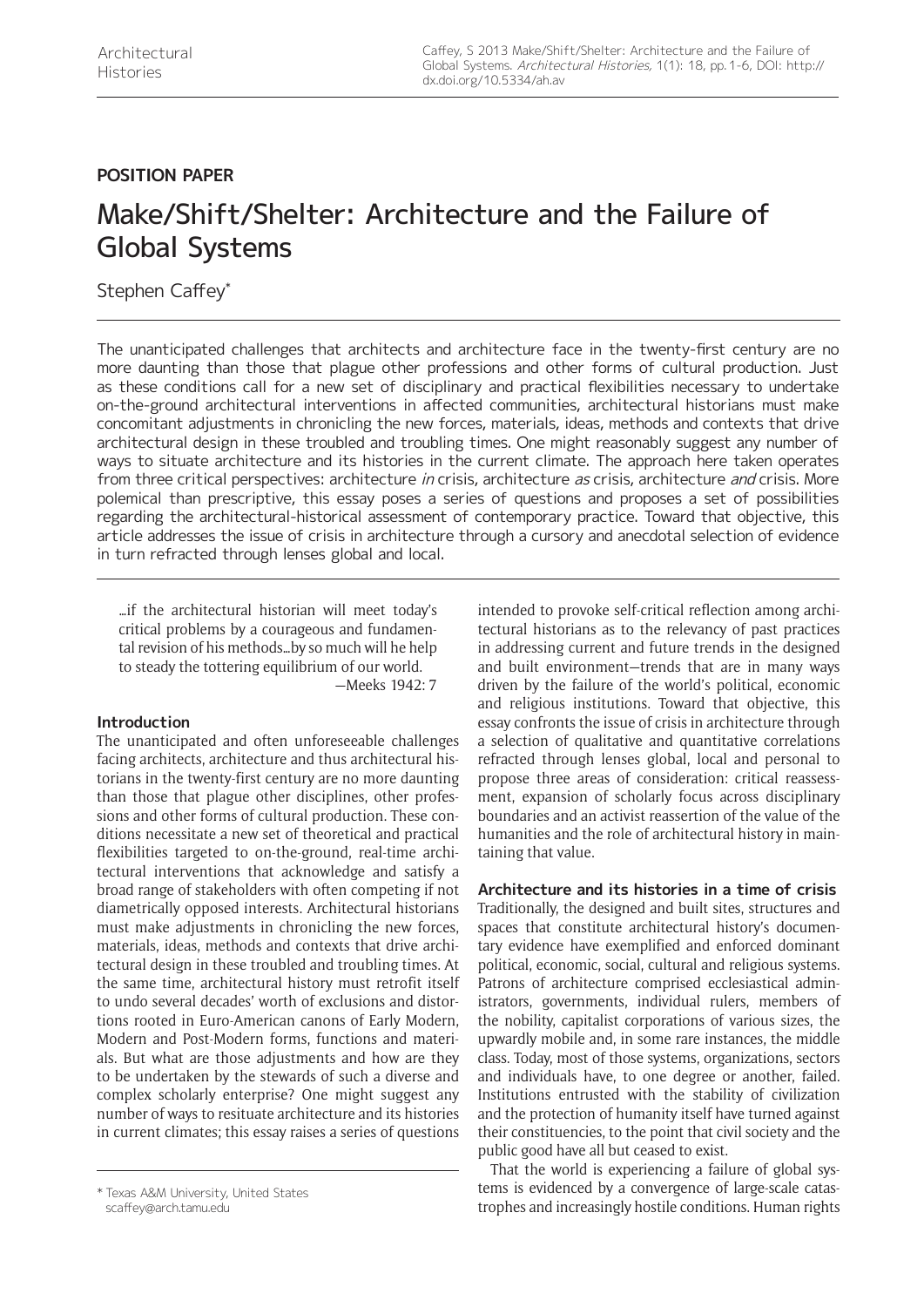POSITION PAPER

# Make/Shift/Shelter: Architecture and the Failure of Global Systems

Stephen Caffey*

The unanticipated challenges that architects and architecture face in the twenty-first century are no more daunting than those that plague other professions and other forms of cultural production. Just as these conditions call for a new set of disciplinary and practical flexibilities necessary to undertake on-the-ground architectural interventions in affected communities, architectural historians must make concomitant adjustments in chronicling the new forces, materials, ideas, methods and contexts that drive architectural design in these troubled and troubling times. One might reasonably suggest any number of ways to situate architecture and its histories in the current climate. The approach here taken operates from three critical perspectives: architecture *in* crisis, architecture *as* crisis, architecture *and* crisis. More polemical than prescriptive, this essay poses a series of questions and proposes a set of possibilities regarding the architectural-historical assessment of contemporary practice. Toward that objective, this article addresses the issue of crisis in architecture through a cursory and anecdotal selection of evidence in turn refracted through lenses global and local.

> …if the architectural historian will meet today's critical problems by a courageous and fundamental revision of his methods…by so much will he help to steady the tottering equilibrium of our world.
> —Meeks 1942: 7

### Introduction

The unanticipated and often unforeseeable challenges facing architects, architecture and thus architectural historians in the twenty-first century are no more daunting than those that plague other disciplines, other professions and other forms of cultural production. These conditions necessitate a new set of theoretical and practical flexibilities targeted to on-the-ground, real-time architectural interventions that acknowledge and satisfy a broad range of stakeholders with often competing if not diametrically opposed interests. Architectural historians must make adjustments in chronicling the new forces, materials, ideas, methods and contexts that drive architectural design in these troubled and troubling times. At the same time, architectural history must retrofit itself to undo several decades' worth of exclusions and distortions rooted in Euro-American canons of Early Modern, Modern and Post-Modern forms, functions and materials. But what are those adjustments and how are they to be undertaken by the stewards of such a diverse and complex scholarly enterprise? One might suggest any number of ways to resituate architecture and its histories in current climates; this essay raises a series of questions intended to provoke self-critical reflection among architectural historians as to the relevancy of past practices in addressing current and future trends in the designed and built environment—trends that are in many ways driven by the failure of the world's political, economic and religious institutions. Toward that objective, this essay confronts the issue of crisis in architecture through a selection of qualitative and quantitative correlations refracted through lenses global, local and personal to propose three areas of consideration: critical reassessment, expansion of scholarly focus across disciplinary boundaries and an activist reassertion of the value of the humanities and the role of architectural history in maintaining that value.

### Architecture and its histories in a time of crisis

Traditionally, the designed and built sites, structures and spaces that constitute architectural history's documentary evidence have exemplified and enforced dominant political, economic, social, cultural and religious systems. Patrons of architecture comprised ecclesiastical administrators, governments, individual rulers, members of the nobility, capitalist corporations of various sizes, the upwardly mobile and, in some rare instances, the middle class. Today, most of those systems, organizations, sectors and individuals have, to one degree or another, failed. Institutions entrusted with the stability of civilization and the protection of humanity itself have turned against their constituencies, to the point that civil society and the public good have all but ceased to exist.

That the world is experiencing a failure of global systems is evidenced by a convergence of large-scale catastrophes and increasingly hostile conditions. Human rights

\* Texas A&M University, United States
scaffey@arch.tamu.edu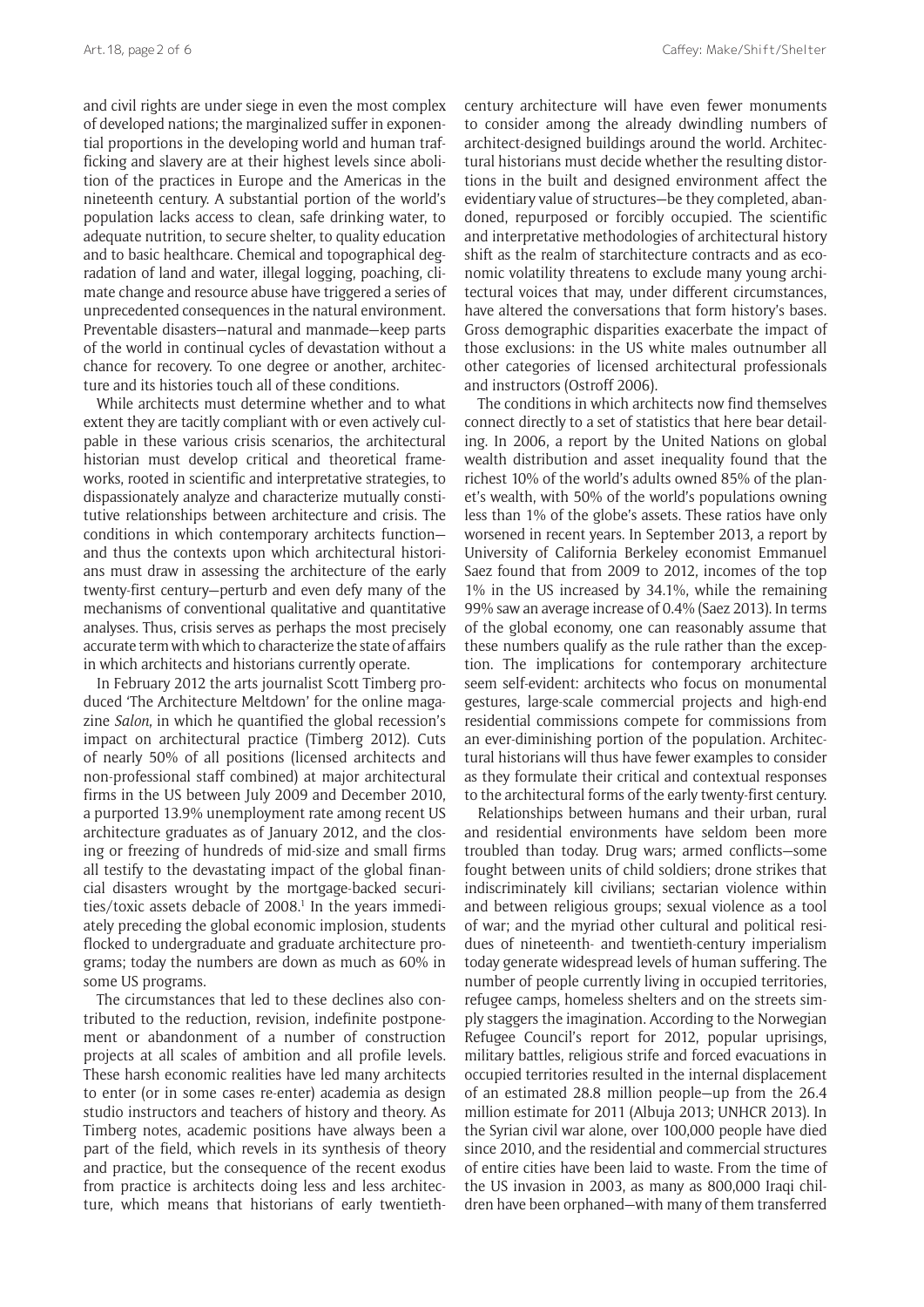and civil rights are under siege in even the most complex of developed nations; the marginalized suffer in exponential proportions in the developing world and human trafficking and slavery are at their highest levels since abolition of the practices in Europe and the Americas in the nineteenth century. A substantial portion of the world's population lacks access to clean, safe drinking water, to adequate nutrition, to secure shelter, to quality education and to basic healthcare. Chemical and topographical degradation of land and water, illegal logging, poaching, climate change and resource abuse have triggered a series of unprecedented consequences in the natural environment. Preventable disasters—natural and manmade—keep parts of the world in continual cycles of devastation without a chance for recovery. To one degree or another, architecture and its histories touch all of these conditions.

While architects must determine whether and to what extent they are tacitly compliant with or even actively culpable in these various crisis scenarios, the architectural historian must develop critical and theoretical frameworks, rooted in scientific and interpretative strategies, to dispassionately analyze and characterize mutually constitutive relationships between architecture and crisis. The conditions in which contemporary architects function—and thus the contexts upon which architectural historians must draw in assessing the architecture of the early twenty-first century—perturb and even defy many of the mechanisms of conventional qualitative and quantitative analyses. Thus, crisis serves as perhaps the most precisely accurate term with which to characterize the state of affairs in which architects and historians currently operate.

In February 2012 the arts journalist Scott Timberg produced 'The Architecture Meltdown' for the online magazine *Salon*, in which he quantified the global recession's impact on architectural practice (Timberg 2012). Cuts of nearly 50% of all positions (licensed architects and non-professional staff combined) at major architectural firms in the US between July 2009 and December 2010, a purported 13.9% unemployment rate among recent US architecture graduates as of January 2012, and the closing or freezing of hundreds of mid-size and small firms all testify to the devastating impact of the global financial disasters wrought by the mortgage-backed securities/toxic assets debacle of 2008.[1] In the years immediately preceding the global economic implosion, students flocked to undergraduate and graduate architecture programs; today the numbers are down as much as 60% in some US programs.

The circumstances that led to these declines also contributed to the reduction, revision, indefinite postponement or abandonment of a number of construction projects at all scales of ambition and all profile levels. These harsh economic realities have led many architects to enter (or in some cases re-enter) academia as design studio instructors and teachers of history and theory. As Timberg notes, academic positions have always been a part of the field, which revels in its synthesis of theory and practice, but the consequence of the recent exodus from practice is architects doing less and less architecture, which means that historians of early twentieth-century architecture will have even fewer monuments to consider among the already dwindling numbers of architect-designed buildings around the world. Architectural historians must decide whether the resulting distortions in the built and designed environment affect the evidentiary value of structures—be they completed, abandoned, repurposed or forcibly occupied. The scientific and interpretative methodologies of architectural history shift as the realm of starchitecture contracts and as economic volatility threatens to exclude many young architectural voices that may, under different circumstances, have altered the conversations that form history's bases. Gross demographic disparities exacerbate the impact of those exclusions: in the US white males outnumber all other categories of licensed architectural professionals and instructors (Ostroff 2006).

The conditions in which architects now find themselves connect directly to a set of statistics that here bear detailing. In 2006, a report by the United Nations on global wealth distribution and asset inequality found that the richest 10% of the world's adults owned 85% of the planet's wealth, with 50% of the world's populations owning less than 1% of the globe's assets. These ratios have only worsened in recent years. In September 2013, a report by University of California Berkeley economist Emmanuel Saez found that from 2009 to 2012, incomes of the top 1% in the US increased by 34.1%, while the remaining 99% saw an average increase of 0.4% (Saez 2013). In terms of the global economy, one can reasonably assume that these numbers qualify as the rule rather than the exception. The implications for contemporary architecture seem self-evident: architects who focus on monumental gestures, large-scale commercial projects and high-end residential commissions compete for commissions from an ever-diminishing portion of the population. Architectural historians will thus have fewer examples to consider as they formulate their critical and contextual responses to the architectural forms of the early twenty-first century.

Relationships between humans and their urban, rural and residential environments have seldom been more troubled than today. Drug wars; armed conflicts—some fought between units of child soldiers; drone strikes that indiscriminately kill civilians; sectarian violence within and between religious groups; sexual violence as a tool of war; and the myriad other cultural and political residues of nineteenth- and twentieth-century imperialism today generate widespread levels of human suffering. The number of people currently living in occupied territories, refugee camps, homeless shelters and on the streets simply staggers the imagination. According to the Norwegian Refugee Council's report for 2012, popular uprisings, military battles, religious strife and forced evacuations in occupied territories resulted in the internal displacement of an estimated 28.8 million people—up from the 26.4 million estimate for 2011 (Albuja 2013; UNHCR 2013). In the Syrian civil war alone, over 100,000 people have died since 2010, and the residential and commercial structures of entire cities have been laid to waste. From the time of the US invasion in 2003, as many as 800,000 Iraqi children have been orphaned—with many of them transferred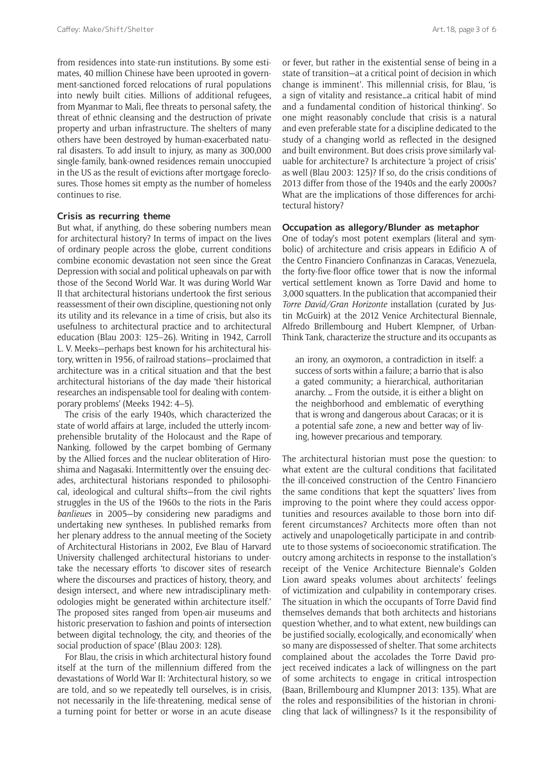from residences into state-run institutions. By some estimates, 40 million Chinese have been uprooted in government-sanctioned forced relocations of rural populations into newly built cities. Millions of additional refugees, from Myanmar to Mali, flee threats to personal safety, the threat of ethnic cleansing and the destruction of private property and urban infrastructure. The shelters of many others have been destroyed by human-exacerbated natural disasters. To add insult to injury, as many as 300,000 single-family, bank-owned residences remain unoccupied in the US as the result of evictions after mortgage foreclosures. Those homes sit empty as the number of homeless continues to rise.

### Crisis as recurring theme

But what, if anything, do these sobering numbers mean for architectural history? In terms of impact on the lives of ordinary people across the globe, current conditions combine economic devastation not seen since the Great Depression with social and political upheavals on par with those of the Second World War. It was during World War II that architectural historians undertook the first serious reassessment of their own discipline, questioning not only its utility and its relevance in a time of crisis, but also its usefulness to architectural practice and to architectural education (Blau 2003: 125–26). Writing in 1942, Carroll L. V. Meeks—perhaps best known for his architectural history, written in 1956, of railroad stations—proclaimed that architecture was in a critical situation and that the best architectural historians of the day made 'their historical researches an indispensable tool for dealing with contemporary problems' (Meeks 1942: 4–5).

The crisis of the early 1940s, which characterized the state of world affairs at large, included the utterly incomprehensible brutality of the Holocaust and the Rape of Nanking, followed by the carpet bombing of Germany by the Allied forces and the nuclear obliteration of Hiroshima and Nagasaki. Intermittently over the ensuing decades, architectural historians responded to philosophical, ideological and cultural shifts—from the civil rights struggles in the US of the 1960s to the riots in the Paris *banlieues* in 2005—by considering new paradigms and undertaking new syntheses. In published remarks from her plenary address to the annual meeting of the Society of Architectural Historians in 2002, Eve Blau of Harvard University challenged architectural historians to undertake the necessary efforts 'to discover sites of research where the discourses and practices of history, theory, and design intersect, and where new intradisciplinary methodologies might be generated within architecture itself.' The proposed sites ranged from 'open-air museums and historic preservation to fashion and points of intersection between digital technology, the city, and theories of the social production of space' (Blau 2003: 128).

For Blau, the crisis in which architectural history found itself at the turn of the millennium differed from the devastations of World War II: 'Architectural history, so we are told, and so we repeatedly tell ourselves, is in crisis, not necessarily in the life-threatening, medical sense of a turning point for better or worse in an acute disease or fever, but rather in the existential sense of being in a state of transition—at a critical point of decision in which change is imminent'. This millennial crisis, for Blau, 'is a sign of vitality and resistance…a critical habit of mind and a fundamental condition of historical thinking'. So one might reasonably conclude that crisis is a natural and even preferable state for a discipline dedicated to the study of a changing world as reflected in the designed and built environment. But does crisis prove similarly valuable for architecture? Is architecture 'a project of crisis' as well (Blau 2003: 125)? If so, do the crisis conditions of 2013 differ from those of the 1940s and the early 2000s? What are the implications of those differences for architectural history?

### Occupation as allegory/Blunder as metaphor

One of today's most potent exemplars (literal and symbolic) of architecture and crisis appears in Edificio A of the Centro Financiero Confinanzas in Caracas, Venezuela, the forty-five-floor office tower that is now the informal vertical settlement known as Torre David and home to 3,000 squatters. In the publication that accompanied their *Torre David/Gran Horizonte* installation (curated by Justin McGuirk) at the 2012 Venice Architectural Biennale, Alfredo Brillembourg and Hubert Klempner, of Urban-Think Tank, characterize the structure and its occupants as

> an irony, an oxymoron, a contradiction in itself: a success of sorts within a failure; a barrio that is also a gated community; a hierarchical, authoritarian anarchy. … From the outside, it is either a blight on the neighborhood and emblematic of everything that is wrong and dangerous about Caracas; or it is a potential safe zone, a new and better way of living, however precarious and temporary.

The architectural historian must pose the question: to what extent are the cultural conditions that facilitated the ill-conceived construction of the Centro Financiero the same conditions that kept the squatters' lives from improving to the point where they could access opportunities and resources available to those born into different circumstances? Architects more often than not actively and unapologetically participate in and contribute to those systems of socioeconomic stratification. The outcry among architects in response to the installation's receipt of the Venice Architecture Biennale's Golden Lion award speaks volumes about architects' feelings of victimization and culpability in contemporary crises. The situation in which the occupants of Torre David find themselves demands that both architects and historians question 'whether, and to what extent, new buildings can be justified socially, ecologically, and economically' when so many are dispossessed of shelter. That some architects complained about the accolades the Torre David project received indicates a lack of willingness on the part of some architects to engage in critical introspection (Baan, Brillembourg and Klumpner 2013: 135). What are the roles and responsibilities of the historian in chronicling that lack of willingness? Is it the responsibility of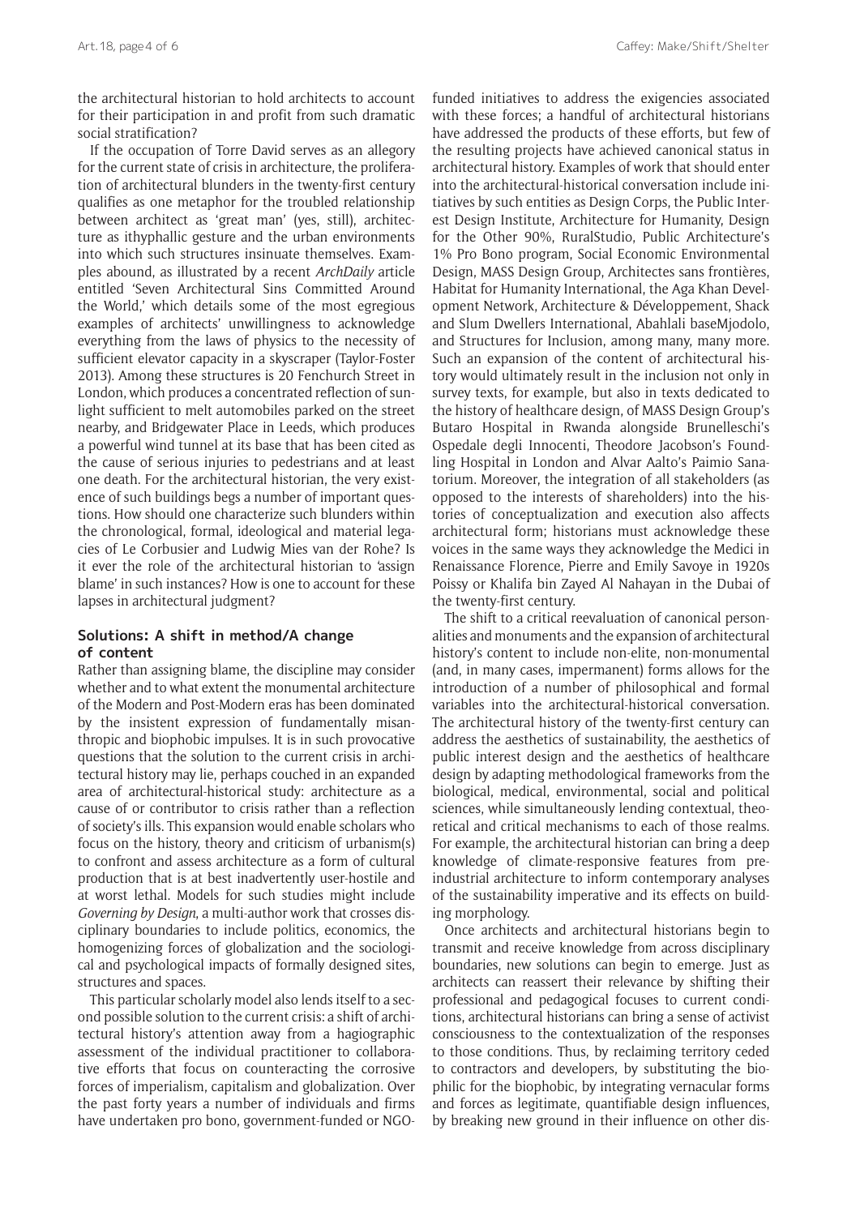the architectural historian to hold architects to account for their participation in and profit from such dramatic social stratification?

If the occupation of Torre David serves as an allegory for the current state of crisis in architecture, the proliferation of architectural blunders in the twenty-first century qualifies as one metaphor for the troubled relationship between architect as 'great man' (yes, still), architecture as ithyphallic gesture and the urban environments into which such structures insinuate themselves. Examples abound, as illustrated by a recent *ArchDaily* article entitled 'Seven Architectural Sins Committed Around the World,' which details some of the most egregious examples of architects' unwillingness to acknowledge everything from the laws of physics to the necessity of sufficient elevator capacity in a skyscraper (Taylor-Foster 2013). Among these structures is 20 Fenchurch Street in London, which produces a concentrated reflection of sunlight sufficient to melt automobiles parked on the street nearby, and Bridgewater Place in Leeds, which produces a powerful wind tunnel at its base that has been cited as the cause of serious injuries to pedestrians and at least one death. For the architectural historian, the very existence of such buildings begs a number of important questions. How should one characterize such blunders within the chronological, formal, ideological and material legacies of Le Corbusier and Ludwig Mies van der Rohe? Is it ever the role of the architectural historian to 'assign blame' in such instances? How is one to account for these lapses in architectural judgment?

### Solutions: A shift in method/A change of content

Rather than assigning blame, the discipline may consider whether and to what extent the monumental architecture of the Modern and Post-Modern eras has been dominated by the insistent expression of fundamentally misanthropic and biophobic impulses. It is in such provocative questions that the solution to the current crisis in architectural history may lie, perhaps couched in an expanded area of architectural-historical study: architecture as a cause of or contributor to crisis rather than a reflection of society's ills. This expansion would enable scholars who focus on the history, theory and criticism of urbanism(s) to confront and assess architecture as a form of cultural production that is at best inadvertently user-hostile and at worst lethal. Models for such studies might include *Governing by Design*, a multi-author work that crosses disciplinary boundaries to include politics, economics, the homogenizing forces of globalization and the sociological and psychological impacts of formally designed sites, structures and spaces.

This particular scholarly model also lends itself to a second possible solution to the current crisis: a shift of architectural history's attention away from a hagiographic assessment of the individual practitioner to collaborative efforts that focus on counteracting the corrosive forces of imperialism, capitalism and globalization. Over the past forty years a number of individuals and firms have undertaken pro bono, government-funded or NGO-funded initiatives to address the exigencies associated with these forces; a handful of architectural historians have addressed the products of these efforts, but few of the resulting projects have achieved canonical status in architectural history. Examples of work that should enter into the architectural-historical conversation include initiatives by such entities as Design Corps, the Public Interest Design Institute, Architecture for Humanity, Design for the Other 90%, RuralStudio, Public Architecture's 1% Pro Bono program, Social Economic Environmental Design, MASS Design Group, Architectes sans frontières, Habitat for Humanity International, the Aga Khan Development Network, Architecture & Développement, Shack and Slum Dwellers International, Abahlali baseMjodolo, and Structures for Inclusion, among many, many more. Such an expansion of the content of architectural history would ultimately result in the inclusion not only in survey texts, for example, but also in texts dedicated to the history of healthcare design, of MASS Design Group's Butaro Hospital in Rwanda alongside Brunelleschi's Ospedale degli Innocenti, Theodore Jacobson's Foundling Hospital in London and Alvar Aalto's Paimio Sanatorium. Moreover, the integration of all stakeholders (as opposed to the interests of shareholders) into the histories of conceptualization and execution also affects architectural form; historians must acknowledge these voices in the same ways they acknowledge the Medici in Renaissance Florence, Pierre and Emily Savoye in 1920s Poissy or Khalifa bin Zayed Al Nahayan in the Dubai of the twenty-first century.

The shift to a critical reevaluation of canonical personalities and monuments and the expansion of architectural history's content to include non-elite, non-monumental (and, in many cases, impermanent) forms allows for the introduction of a number of philosophical and formal variables into the architectural-historical conversation. The architectural history of the twenty-first century can address the aesthetics of sustainability, the aesthetics of public interest design and the aesthetics of healthcare design by adapting methodological frameworks from the biological, medical, environmental, social and political sciences, while simultaneously lending contextual, theoretical and critical mechanisms to each of those realms. For example, the architectural historian can bring a deep knowledge of climate-responsive features from preindustrial architecture to inform contemporary analyses of the sustainability imperative and its effects on building morphology.

Once architects and architectural historians begin to transmit and receive knowledge from across disciplinary boundaries, new solutions can begin to emerge. Just as architects can reassert their relevance by shifting their professional and pedagogical focuses to current conditions, architectural historians can bring a sense of activist consciousness to the contextualization of the responses to those conditions. Thus, by reclaiming territory ceded to contractors and developers, by substituting the biophilic for the biophobic, by integrating vernacular forms and forces as legitimate, quantifiable design influences, by breaking new ground in their influence on other dis-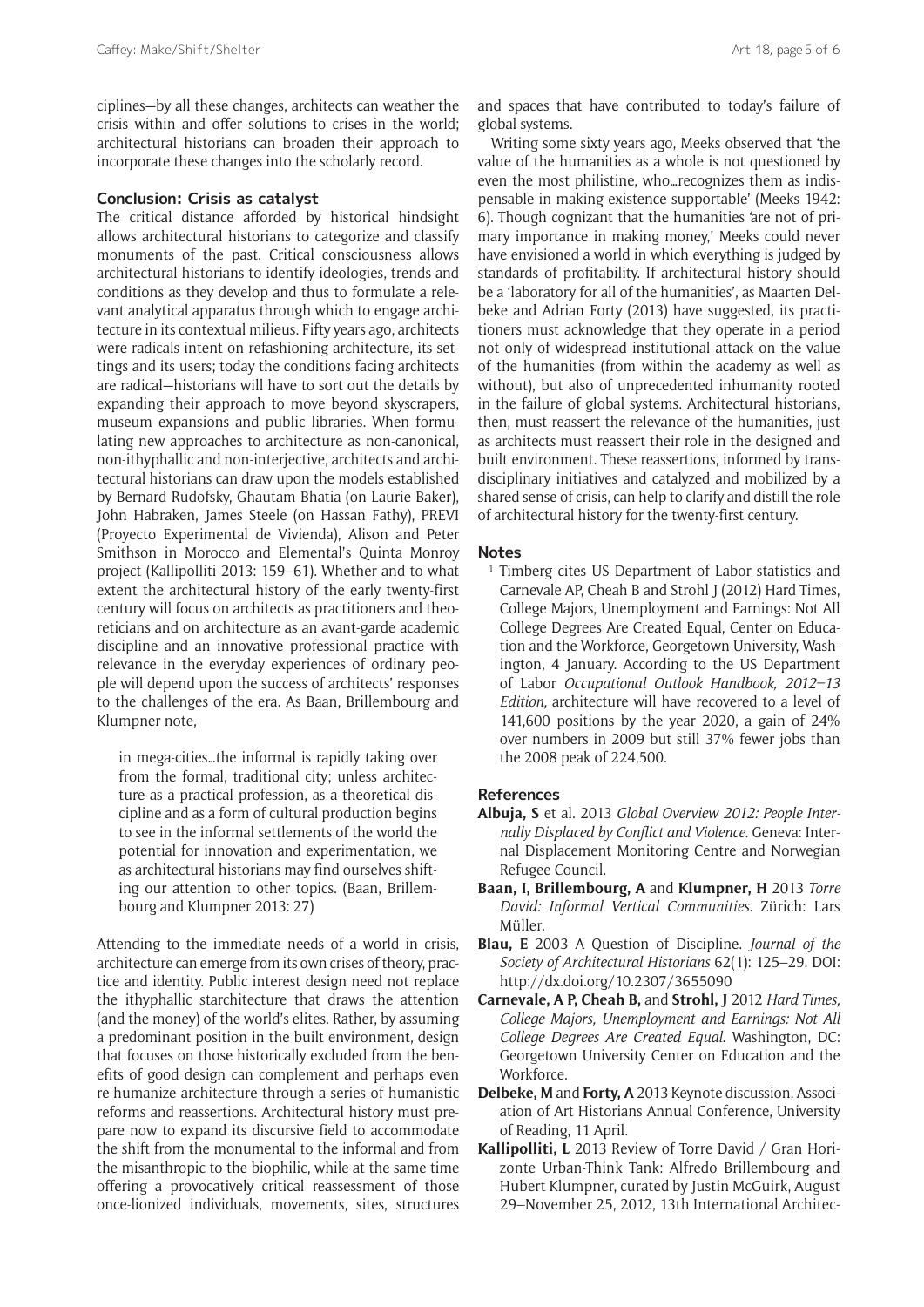ciplines—by all these changes, architects can weather the crisis within and offer solutions to crises in the world; architectural historians can broaden their approach to incorporate these changes into the scholarly record.

## Conclusion: Crisis as catalyst

The critical distance afforded by historical hindsight allows architectural historians to categorize and classify monuments of the past. Critical consciousness allows architectural historians to identify ideologies, trends and conditions as they develop and thus to formulate a relevant analytical apparatus through which to engage architecture in its contextual milieus. Fifty years ago, architects were radicals intent on refashioning architecture, its settings and its users; today the conditions facing architects are radical—historians will have to sort out the details by expanding their approach to move beyond skyscrapers, museum expansions and public libraries. When formulating new approaches to architecture as non-canonical, non-ithyphallic and non-interjective, architects and architectural historians can draw upon the models established by Bernard Rudofsky, Ghautam Bhatia (on Laurie Baker), John Habraken, James Steele (on Hassan Fathy), PREVI (Proyecto Experimental de Vivienda), Alison and Peter Smithson in Morocco and Elemental's Quinta Monroy project (Kallipolliti 2013: 159–61). Whether and to what extent the architectural history of the early twenty-first century will focus on architects as practitioners and theoreticians and on architecture as an avant-garde academic discipline and an innovative professional practice with relevance in the everyday experiences of ordinary people will depend upon the success of architects' responses to the challenges of the era. As Baan, Brillembourg and Klumpner note,

> in mega-cities…the informal is rapidly taking over from the formal, traditional city; unless architecture as a practical profession, as a theoretical discipline and as a form of cultural production begins to see in the informal settlements of the world the potential for innovation and experimentation, we as architectural historians may find ourselves shifting our attention to other topics. (Baan, Brillembourg and Klumpner 2013: 27)

Attending to the immediate needs of a world in crisis, architecture can emerge from its own crises of theory, practice and identity. Public interest design need not replace the ithyphallic starchitecture that draws the attention (and the money) of the world's elites. Rather, by assuming a predominant position in the built environment, design that focuses on those historically excluded from the benefits of good design can complement and perhaps even re-humanize architecture through a series of humanistic reforms and reassertions. Architectural history must prepare now to expand its discursive field to accommodate the shift from the monumental to the informal and from the misanthropic to the biophilic, while at the same time offering a provocatively critical reassessment of those once-lionized individuals, movements, sites, structures and spaces that have contributed to today's failure of global systems.

Writing some sixty years ago, Meeks observed that 'the value of the humanities as a whole is not questioned by even the most philistine, who…recognizes them as indispensable in making existence supportable' (Meeks 1942: 6). Though cognizant that the humanities 'are not of primary importance in making money,' Meeks could never have envisioned a world in which everything is judged by standards of profitability. If architectural history should be a 'laboratory for all of the humanities', as Maarten Delbeke and Adrian Forty (2013) have suggested, its practitioners must acknowledge that they operate in a period not only of widespread institutional attack on the value of the humanities (from within the academy as well as without), but also of unprecedented inhumanity rooted in the failure of global systems. Architectural historians, then, must reassert the relevance of the humanities, just as architects must reassert their role in the designed and built environment. These reassertions, informed by transdisciplinary initiatives and catalyzed and mobilized by a shared sense of crisis, can help to clarify and distill the role of architectural history for the twenty-first century.

## Notes

[1] Timberg cites US Department of Labor statistics and Carnevale AP, Cheah B and Strohl J (2012) Hard Times, College Majors, Unemployment and Earnings: Not All College Degrees Are Created Equal, Center on Education and the Workforce, Georgetown University, Washington, 4 January. According to the US Department of Labor *Occupational Outlook Handbook, 2012–13 Edition,* architecture will have recovered to a level of 141,600 positions by the year 2020, a gain of 24% over numbers in 2009 but still 37% fewer jobs than the 2008 peak of 224,500.

## References

**Albuja, S** et al. 2013 *Global Overview 2012: People Internally Displaced by Conflict and Violence*. Geneva: Internal Displacement Monitoring Centre and Norwegian Refugee Council.

**Baan, I, Brillembourg, A** and **Klumpner, H** 2013 *Torre David: Informal Vertical Communities*. Zürich: Lars Müller.

**Blau, E** 2003 A Question of Discipline. *Journal of the Society of Architectural Historians* 62(1): 125–29. DOI: http://dx.doi.org/10.2307/3655090

**Carnevale, A P, Cheah B,** and **Strohl, J** 2012 *Hard Times, College Majors, Unemployment and Earnings: Not All College Degrees Are Created Equal*. Washington, DC: Georgetown University Center on Education and the Workforce.

**Delbeke, M** and **Forty, A** 2013 Keynote discussion, Association of Art Historians Annual Conference, University of Reading, 11 April.

**Kallipolliti, L** 2013 Review of Torre David / Gran Horizonte Urban-Think Tank: Alfredo Brillembourg and Hubert Klumpner, curated by Justin McGuirk, August 29–November 25, 2012, 13th International Architec-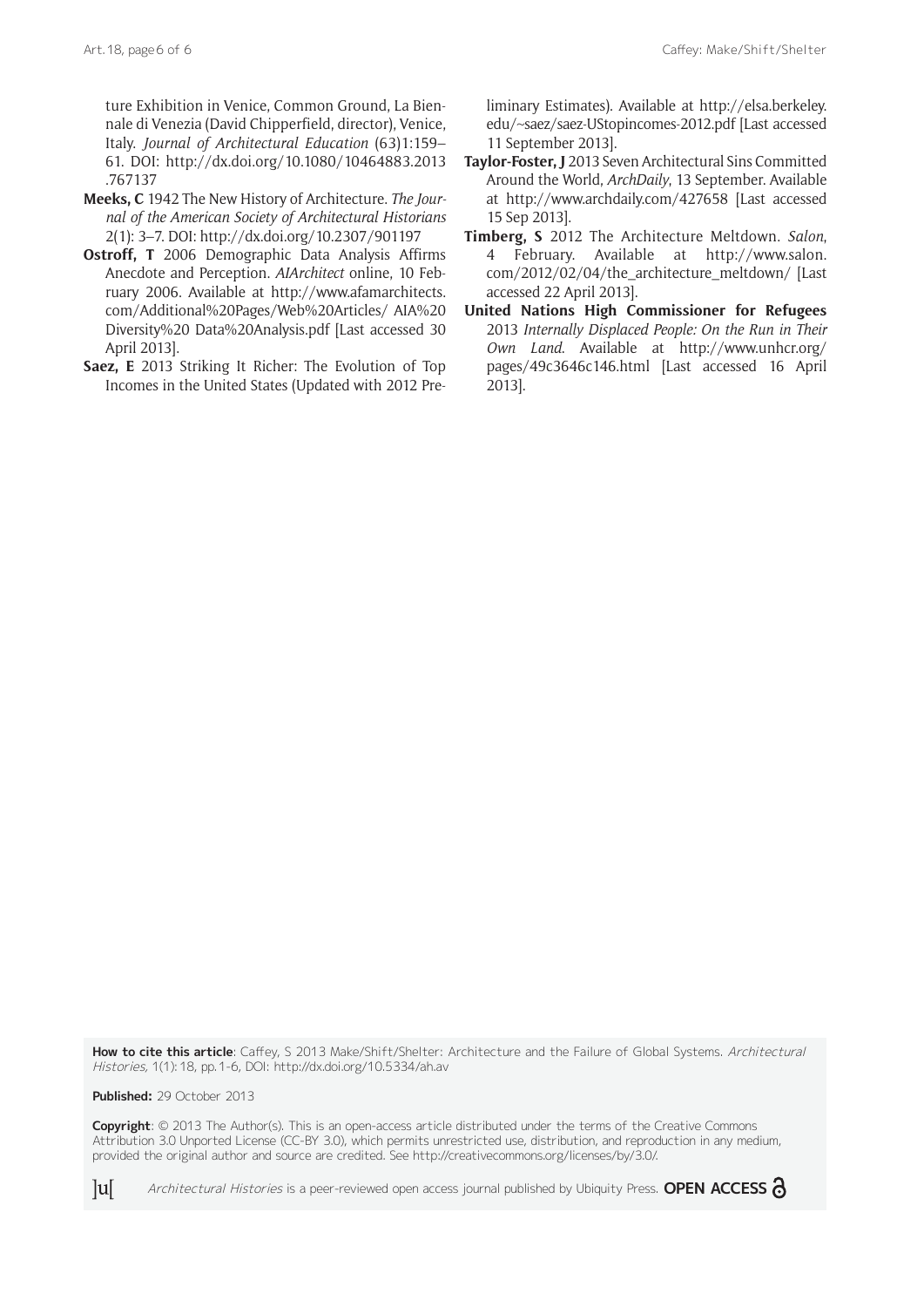ture Exhibition in Venice, Common Ground, La Biennale di Venezia (David Chipperfield, director), Venice, Italy. *Journal of Architectural Education* (63)1:159–61. DOI: http://dx.doi.org/10.1080/10464883.2013.767137

**Meeks, C** 1942 The New History of Architecture. *The Journal of the American Society of Architectural Historians* 2(1): 3–7. DOI: http://dx.doi.org/10.2307/901197

**Ostroff, T** 2006 Demographic Data Analysis Affirms Anecdote and Perception. *AIArchitect* online, 10 February 2006. Available at http://www.afamarchitects.com/Additional%20Pages/Web%20Articles/ AIA%20Diversity%20 Data%20Analysis.pdf [Last accessed 30 April 2013].

**Saez, E** 2013 Striking It Richer: The Evolution of Top Incomes in the United States (Updated with 2012 Preliminary Estimates). Available at http://elsa.berkeley.edu/~saez/saez-UStopincomes-2012.pdf [Last accessed 11 September 2013].

**Taylor-Foster, J** 2013 Seven Architectural Sins Committed Around the World, *ArchDaily*, 13 September. Available at http://www.archdaily.com/427658 [Last accessed 15 Sep 2013].

**Timberg, S** 2012 The Architecture Meltdown. *Salon*, 4 February. Available at http://www.salon.com/2012/02/04/the_architecture_meltdown/ [Last accessed 22 April 2013].

**United Nations High Commissioner for Refugees** 2013 *Internally Displaced People: On the Run in Their Own Land*. Available at http://www.unhcr.org/pages/49c3646c146.html [Last accessed 16 April 2013].

**How to cite this article**: Caffey, S 2013 Make/Shift/Shelter: Architecture and the Failure of Global Systems. *Architectural Histories*, 1(1): 18, pp. 1-6, DOI: http://dx.doi.org/10.5334/ah.av

**Published:** 29 October 2013

**Copyright**: © 2013 The Author(s). This is an open-access article distributed under the terms of the Creative Commons Attribution 3.0 Unported License (CC-BY 3.0), which permits unrestricted use, distribution, and reproduction in any medium, provided the original author and source are credited. See http://creativecommons.org/licenses/by/3.0/.

*Architectural Histories* is a peer-reviewed open access journal published by Ubiquity Press. **OPEN ACCESS**